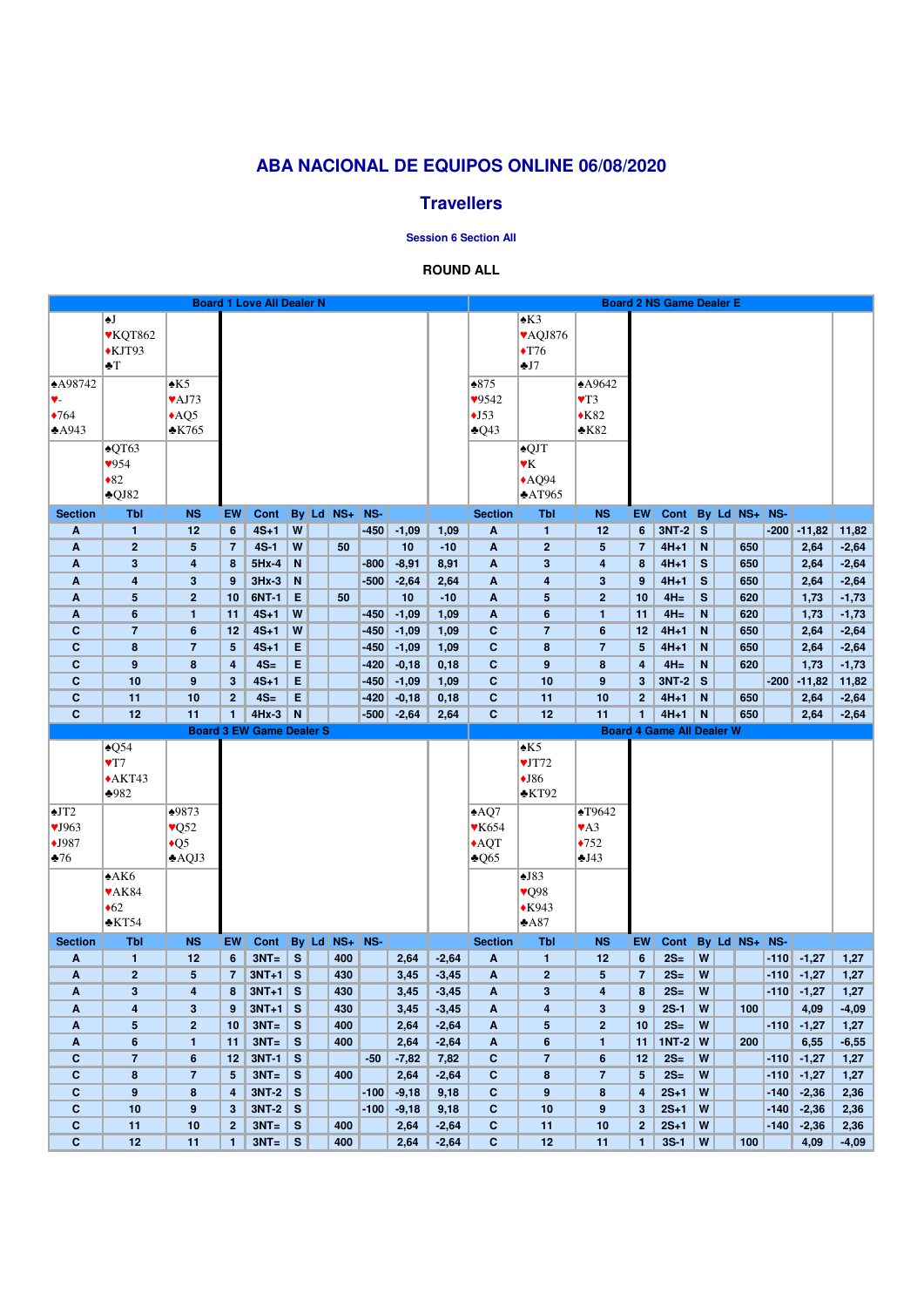# ABA NACIONAL DE EQUIPOS ONLINE 06/08/2020

## Travellers

**Session 6 Section All**

**ROUND ALL**

### Board 1 Love All Dealer N

North: ♠J ♥KQT862 ♦KJT93 ♣T
West: ♠A98742 ♥- ♦764 ♣A943
East: ♠K5 ♥AJ73 ♦AQ5 ♣K765
South: ♠QT63 ♥954 ♦82 ♣QJ82

| Section | Tbl | NS | EW | Cont | By | Ld | NS+ | NS- | | |
|---|---|---|---|---|---|---|---|---|---|---|
| A | 1 | 12 | 6 | 4S+1 | W | | | -450 | -1,09 | 1,09 |
| A | 2 | 5 | 7 | 4S-1 | W | | 50 | | 10 | -10 |
| A | 3 | 4 | 8 | 5Hx-4 | N | | | -800 | -8,91 | 8,91 |
| A | 4 | 3 | 9 | 3Hx-3 | N | | | -500 | -2,64 | 2,64 |
| A | 5 | 2 | 10 | 6NT-1 | E | | 50 | | 10 | -10 |
| A | 6 | 1 | 11 | 4S+1 | W | | | -450 | -1,09 | 1,09 |
| C | 7 | 6 | 12 | 4S+1 | W | | | -450 | -1,09 | 1,09 |
| C | 8 | 7 | 5 | 4S+1 | E | | | -450 | -1,09 | 1,09 |
| C | 9 | 8 | 4 | 4S= | E | | | -420 | -0,18 | 0,18 |
| C | 10 | 9 | 3 | 4S+1 | E | | | -450 | -1,09 | 1,09 |
| C | 11 | 10 | 2 | 4S= | E | | | -420 | -0,18 | 0,18 |
| C | 12 | 11 | 1 | 4Hx-3 | N | | | -500 | -2,64 | 2,64 |

### Board 2 NS Game Dealer E

North: ♠K3 ♥AQJ876 ♦T76 ♣J7
West: ♠875 ♥9542 ♦J53 ♣Q43
East: ♠A9642 ♥T3 ♦K82 ♣K82
South: ♠QJT ♥K ♦AQ94 ♣AT965

| Section | Tbl | NS | EW | Cont | By | Ld | NS+ | NS- | | |
|---|---|---|---|---|---|---|---|---|---|---|
| A | 1 | 12 | 6 | 3NT-2 | S | | | -200 | -11,82 | 11,82 |
| A | 2 | 5 | 7 | 4H+1 | N | | 650 | | 2,64 | -2,64 |
| A | 3 | 4 | 8 | 4H+1 | S | | 650 | | 2,64 | -2,64 |
| A | 4 | 3 | 9 | 4H+1 | S | | 650 | | 2,64 | -2,64 |
| A | 5 | 2 | 10 | 4H= | S | | 620 | | 1,73 | -1,73 |
| A | 6 | 1 | 11 | 4H= | N | | 620 | | 1,73 | -1,73 |
| C | 7 | 6 | 12 | 4H+1 | N | | 650 | | 2,64 | -2,64 |
| C | 8 | 7 | 5 | 4H+1 | N | | 650 | | 2,64 | -2,64 |
| C | 9 | 8 | 4 | 4H= | N | | 620 | | 1,73 | -1,73 |
| C | 10 | 9 | 3 | 3NT-2 | S | | | -200 | -11,82 | 11,82 |
| C | 11 | 10 | 2 | 4H+1 | N | | 650 | | 2,64 | -2,64 |
| C | 12 | 11 | 1 | 4H+1 | N | | 650 | | 2,64 | -2,64 |

### Board 3 EW Game Dealer S

North: ♠Q54 ♥T7 ♦AKT43 ♣982
West: ♠JT2 ♥J963 ♦J987 ♣76
East: ♠9873 ♥Q52 ♦Q5 ♣AQJ3
South: ♠AK6 ♥AK84 ♦62 ♣KT54

| Section | Tbl | NS | EW | Cont | By | Ld | NS+ | NS- | | |
|---|---|---|---|---|---|---|---|---|---|---|
| A | 1 | 12 | 6 | 3NT= | S | | 400 | | 2,64 | -2,64 |
| A | 2 | 5 | 7 | 3NT+1 | S | | 430 | | 3,45 | -3,45 |
| A | 3 | 4 | 8 | 3NT+1 | S | | 430 | | 3,45 | -3,45 |
| A | 4 | 3 | 9 | 3NT+1 | S | | 430 | | 3,45 | -3,45 |
| A | 5 | 2 | 10 | 3NT= | S | | 400 | | 2,64 | -2,64 |
| A | 6 | 1 | 11 | 3NT= | S | | 400 | | 2,64 | -2,64 |
| C | 7 | 6 | 12 | 3NT-1 | S | | | -50 | -7,82 | 7,82 |
| C | 8 | 7 | 5 | 3NT= | S | | 400 | | 2,64 | -2,64 |
| C | 9 | 8 | 4 | 3NT-2 | S | | | -100 | -9,18 | 9,18 |
| C | 10 | 9 | 3 | 3NT-2 | S | | | -100 | -9,18 | 9,18 |
| C | 11 | 10 | 2 | 3NT= | S | | 400 | | 2,64 | -2,64 |
| C | 12 | 11 | 1 | 3NT= | S | | 400 | | 2,64 | -2,64 |

### Board 4 Game All Dealer W

North: ♠K5 ♥JT72 ♦J86 ♣KT92
West: ♠AQ7 ♥K654 ♦AQT ♣Q65
East: ♠T9642 ♥A3 ♦752 ♣J43
South: ♠J83 ♥Q98 ♦K943 ♣A87

| Section | Tbl | NS | EW | Cont | By | Ld | NS+ | NS- | | |
|---|---|---|---|---|---|---|---|---|---|---|
| A | 1 | 12 | 6 | 2S= | W | | | -110 | -1,27 | 1,27 |
| A | 2 | 5 | 7 | 2S= | W | | | -110 | -1,27 | 1,27 |
| A | 3 | 4 | 8 | 2S= | W | | | -110 | -1,27 | 1,27 |
| A | 4 | 3 | 9 | 2S-1 | W | | 100 | | 4,09 | -4,09 |
| A | 5 | 2 | 10 | 2S= | W | | | -110 | -1,27 | 1,27 |
| A | 6 | 1 | 11 | 1NT-2 | W | | 200 | | 6,55 | -6,55 |
| C | 7 | 6 | 12 | 2S= | W | | | -110 | -1,27 | 1,27 |
| C | 8 | 7 | 5 | 2S= | W | | | -110 | -1,27 | 1,27 |
| C | 9 | 8 | 4 | 2S+1 | W | | | -140 | -2,36 | 2,36 |
| C | 10 | 9 | 3 | 2S+1 | W | | | -140 | -2,36 | 2,36 |
| C | 11 | 10 | 2 | 2S+1 | W | | | -140 | -2,36 | 2,36 |
| C | 12 | 11 | 1 | 3S-1 | W | | 100 | | 4,09 | -4,09 |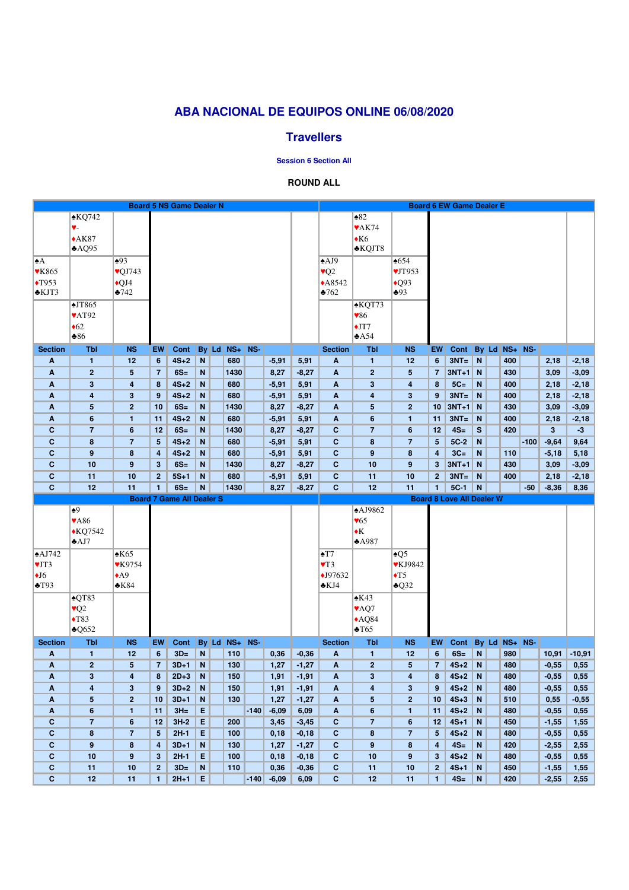# ABA NACIONAL DE EQUIPOS ONLINE 06/08/2020

## Travellers

**Session 6 Section All**

**ROUND ALL**

### Board 5 NS Game Dealer N

North: ♠KQ742 ♥- ♦AK87 ♣AQ95
West: ♠A ♥K865 ♦T953 ♣KJT3
East: ♠93 ♥QJ743 ♦QJ4 ♣742
South: ♠JT865 ♥AT92 ♦62 ♣86

| Section | Tbl | NS | EW | Cont | By | Ld | NS+ | NS- | | |
|---|---|---|---|---|---|---|---|---|---|---|
| A | 1 | 12 | 6 | 4S+2 | N | | 680 | | -5,91 | 5,91 |
| A | 2 | 5 | 7 | 6S= | N | | 1430 | | 8,27 | -8,27 |
| A | 3 | 4 | 8 | 4S+2 | N | | 680 | | -5,91 | 5,91 |
| A | 4 | 3 | 9 | 4S+2 | N | | 680 | | -5,91 | 5,91 |
| A | 5 | 2 | 10 | 6S= | N | | 1430 | | 8,27 | -8,27 |
| A | 6 | 1 | 11 | 4S+2 | N | | 680 | | -5,91 | 5,91 |
| C | 7 | 6 | 12 | 6S= | N | | 1430 | | 8,27 | -8,27 |
| C | 8 | 7 | 5 | 4S+2 | N | | 680 | | -5,91 | 5,91 |
| C | 9 | 8 | 4 | 4S+2 | N | | 680 | | -5,91 | 5,91 |
| C | 10 | 9 | 3 | 6S= | N | | 1430 | | 8,27 | -8,27 |
| C | 11 | 10 | 2 | 5S+1 | N | | 680 | | -5,91 | 5,91 |
| C | 12 | 11 | 1 | 6S= | N | | 1430 | | 8,27 | -8,27 |

### Board 6 EW Game Dealer E

North: ♠82 ♥AK74 ♦K6 ♣KQJT8
West: ♠AJ9 ♥Q2 ♦A8542 ♣762
East: ♠654 ♥JT953 ♦Q93 ♣93
South: ♠KQT73 ♥86 ♦JT7 ♣A54

| Section | Tbl | NS | EW | Cont | By | Ld | NS+ | NS- | | |
|---|---|---|---|---|---|---|---|---|---|---|
| A | 1 | 12 | 6 | 3NT= | N | | 400 | | 2,18 | -2,18 |
| A | 2 | 5 | 7 | 3NT+1 | N | | 430 | | 3,09 | -3,09 |
| A | 3 | 4 | 8 | 5C= | N | | 400 | | 2,18 | -2,18 |
| A | 4 | 3 | 9 | 3NT= | N | | 400 | | 2,18 | -2,18 |
| A | 5 | 2 | 10 | 3NT+1 | N | | 430 | | 3,09 | -3,09 |
| A | 6 | 1 | 11 | 3NT= | N | | 400 | | 2,18 | -2,18 |
| C | 7 | 6 | 12 | 4S= | S | | 420 | | 3 | -3 |
| C | 8 | 7 | 5 | 5C-2 | N | | | -100 | -9,64 | 9,64 |
| C | 9 | 8 | 4 | 3C= | N | | 110 | | -5,18 | 5,18 |
| C | 10 | 9 | 3 | 3NT+1 | N | | 430 | | 3,09 | -3,09 |
| C | 11 | 10 | 2 | 3NT= | N | | 400 | | 2,18 | -2,18 |
| C | 12 | 11 | 1 | 5C-1 | N | | | -50 | -8,36 | 8,36 |

### Board 7 Game All Dealer S

North: ♠9 ♥A86 ♦KQ7542 ♣AJ7
West: ♠AJ742 ♥JT3 ♦J6 ♣T93
East: ♠K65 ♥K9754 ♦A9 ♣K84
South: ♠QT83 ♥Q2 ♦T83 ♣Q652

| Section | Tbl | NS | EW | Cont | By | Ld | NS+ | NS- | | |
|---|---|---|---|---|---|---|---|---|---|---|
| A | 1 | 12 | 6 | 3D= | N | | 110 | | 0,36 | -0,36 |
| A | 2 | 5 | 7 | 3D+1 | N | | 130 | | 1,27 | -1,27 |
| A | 3 | 4 | 8 | 2D+3 | N | | 150 | | 1,91 | -1,91 |
| A | 4 | 3 | 9 | 3D+2 | N | | 150 | | 1,91 | -1,91 |
| A | 5 | 2 | 10 | 3D+1 | N | | 130 | | 1,27 | -1,27 |
| A | 6 | 1 | 11 | 3H= | E | | | -140 | -6,09 | 6,09 |
| C | 7 | 6 | 12 | 3H-2 | E | | 200 | | 3,45 | -3,45 |
| C | 8 | 7 | 5 | 2H-1 | E | | 100 | | 0,18 | -0,18 |
| C | 9 | 8 | 4 | 3D+1 | N | | 130 | | 1,27 | -1,27 |
| C | 10 | 9 | 3 | 2H-1 | E | | 100 | | 0,18 | -0,18 |
| C | 11 | 10 | 2 | 3D= | N | | 110 | | 0,36 | -0,36 |
| C | 12 | 11 | 1 | 2H+1 | E | | | -140 | -6,09 | 6,09 |

### Board 8 Love All Dealer W

North: ♠AJ9862 ♥65 ♦K ♣A987
West: ♠T7 ♥T3 ♦J97632 ♣KJ4
East: ♠Q5 ♥KJ9842 ♦T5 ♣Q32
South: ♠K43 ♥AQ7 ♦AQ84 ♣T65

| Section | Tbl | NS | EW | Cont | By | Ld | NS+ | NS- | | |
|---|---|---|---|---|---|---|---|---|---|---|
| A | 1 | 12 | 6 | 6S= | N | | 980 | | 10,91 | -10,91 |
| A | 2 | 5 | 7 | 4S+2 | N | | 480 | | -0,55 | 0,55 |
| A | 3 | 4 | 8 | 4S+2 | N | | 480 | | -0,55 | 0,55 |
| A | 4 | 3 | 9 | 4S+2 | N | | 480 | | -0,55 | 0,55 |
| A | 5 | 2 | 10 | 4S+3 | N | | 510 | | 0,55 | -0,55 |
| A | 6 | 1 | 11 | 4S+2 | N | | 480 | | -0,55 | 0,55 |
| C | 7 | 6 | 12 | 4S+1 | N | | 450 | | -1,55 | 1,55 |
| C | 8 | 7 | 5 | 4S+2 | N | | 480 | | -0,55 | 0,55 |
| C | 9 | 8 | 4 | 4S= | N | | 420 | | -2,55 | 2,55 |
| C | 10 | 9 | 3 | 4S+2 | N | | 480 | | -0,55 | 0,55 |
| C | 11 | 10 | 2 | 4S+1 | N | | 450 | | -1,55 | 1,55 |
| C | 12 | 11 | 1 | 4S= | N | | 420 | | -2,55 | 2,55 |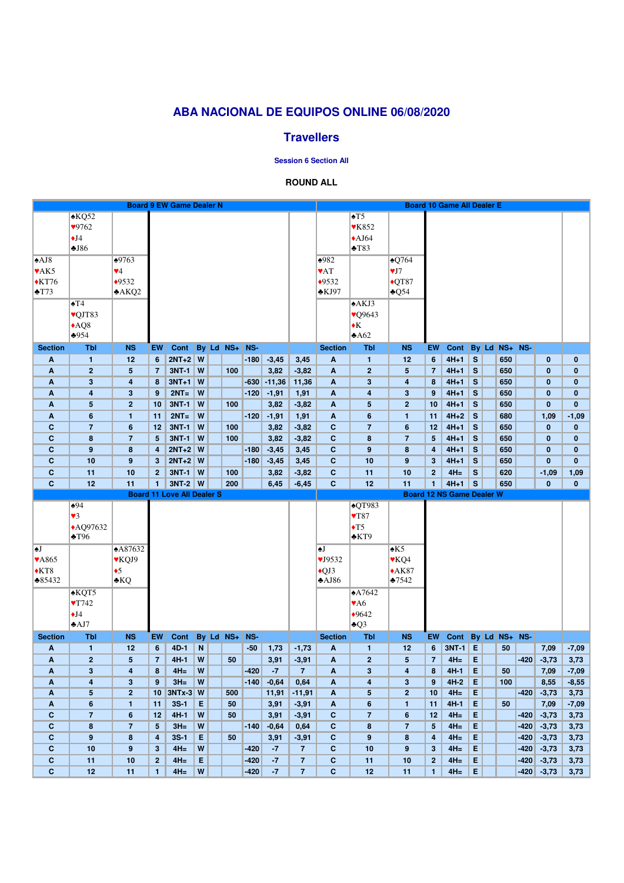# ABA NACIONAL DE EQUIPOS ONLINE 06/08/2020

## Travellers

### Session 6 Section All

**ROUND ALL**

**Board 9 EW Game Dealer N**

| | | |
|---|---|---|
| | ♠KQ52 ♥9762 ♦J4 ♣J86 | |
| ♠AJ8 ♥AK5 ♦KT76 ♣T73 | | ♠9763 ♥4 ♦9532 ♣AKQ2 |
| | ♠T4 ♥QJT83 ♦AQ8 ♣954 | |

| Section | Tbl | NS | EW | Cont | By | Ld | NS+ | NS- | | |
|---|---|---|---|---|---|---|---|---|---|---|
| A | 1 | 12 | 6 | 2NT+2 | W | | | -180 | -3,45 | 3,45 |
| A | 2 | 5 | 7 | 3NT-1 | W | | 100 | | 3,82 | -3,82 |
| A | 3 | 4 | 8 | 3NT+1 | W | | | -630 | -11,36 | 11,36 |
| A | 4 | 3 | 9 | 2NT= | W | | | -120 | -1,91 | 1,91 |
| A | 5 | 2 | 10 | 3NT-1 | W | | 100 | | 3,82 | -3,82 |
| A | 6 | 1 | 11 | 2NT= | W | | | -120 | -1,91 | 1,91 |
| C | 7 | 6 | 12 | 3NT-1 | W | | 100 | | 3,82 | -3,82 |
| C | 8 | 7 | 5 | 3NT-1 | W | | 100 | | 3,82 | -3,82 |
| C | 9 | 8 | 4 | 2NT+2 | W | | | -180 | -3,45 | 3,45 |
| C | 10 | 9 | 3 | 2NT+2 | W | | | -180 | -3,45 | 3,45 |
| C | 11 | 10 | 2 | 3NT-1 | W | | 100 | | 3,82 | -3,82 |
| C | 12 | 11 | 1 | 3NT-2 | W | | 200 | | 6,45 | -6,45 |

**Board 10 Game All Dealer E**

| | | |
|---|---|---|
| | ♠T5 ♥K852 ♦AJ64 ♣T83 | |
| ♠982 ♥AT ♦9532 ♣KJ97 | | ♠Q764 ♥J7 ♦QT87 ♣Q54 |
| | ♠AKJ3 ♥Q9643 ♦K ♣A62 | |

| Section | Tbl | NS | EW | Cont | By | Ld | NS+ | NS- | | |
|---|---|---|---|---|---|---|---|---|---|---|
| A | 1 | 12 | 6 | 4H+1 | S | | 650 | | 0 | 0 |
| A | 2 | 5 | 7 | 4H+1 | S | | 650 | | 0 | 0 |
| A | 3 | 4 | 8 | 4H+1 | S | | 650 | | 0 | 0 |
| A | 4 | 3 | 9 | 4H+1 | S | | 650 | | 0 | 0 |
| A | 5 | 2 | 10 | 4H+1 | S | | 650 | | 0 | 0 |
| A | 6 | 1 | 11 | 4H+2 | S | | 680 | | 1,09 | -1,09 |
| C | 7 | 6 | 12 | 4H+1 | S | | 650 | | 0 | 0 |
| C | 8 | 7 | 5 | 4H+1 | S | | 650 | | 0 | 0 |
| C | 9 | 8 | 4 | 4H+1 | S | | 650 | | 0 | 0 |
| C | 10 | 9 | 3 | 4H+1 | S | | 650 | | 0 | 0 |
| C | 11 | 10 | 2 | 4H= | S | | 620 | | -1,09 | 1,09 |
| C | 12 | 11 | 1 | 4H+1 | S | | 650 | | 0 | 0 |

**Board 11 Love All Dealer S**

| | | |
|---|---|---|
| | ♠94 ♥3 ♦AQ97632 ♣T96 | |
| ♠J ♥A865 ♦KT8 ♣85432 | | ♠A87632 ♥KQJ9 ♦5 ♣KQ |
| | ♠KQT5 ♥T742 ♦J4 ♣AJ7 | |

| Section | Tbl | NS | EW | Cont | By | Ld | NS+ | NS- | | |
|---|---|---|---|---|---|---|---|---|---|---|
| A | 1 | 12 | 6 | 4D-1 | N | | | -50 | 1,73 | -1,73 |
| A | 2 | 5 | 7 | 4H-1 | W | | 50 | | 3,91 | -3,91 |
| A | 3 | 4 | 8 | 4H= | W | | | -420 | -7 | 7 |
| A | 4 | 3 | 9 | 3H= | W | | | -140 | -0,64 | 0,64 |
| A | 5 | 2 | 10 | 3NTx-3 | W | | 500 | | 11,91 | -11,91 |
| A | 6 | 1 | 11 | 3S-1 | E | | 50 | | 3,91 | -3,91 |
| C | 7 | 6 | 12 | 4H-1 | W | | 50 | | 3,91 | -3,91 |
| C | 8 | 7 | 5 | 3H= | W | | | -140 | -0,64 | 0,64 |
| C | 9 | 8 | 4 | 3S-1 | E | | 50 | | 3,91 | -3,91 |
| C | 10 | 9 | 3 | 4H= | W | | | -420 | -7 | 7 |
| C | 11 | 10 | 2 | 4H= | E | | | -420 | -7 | 7 |
| C | 12 | 11 | 1 | 4H= | W | | | -420 | -7 | 7 |

**Board 12 NS Game Dealer W**

| | | |
|---|---|---|
| | ♠QT983 ♥T87 ♦T5 ♣KT9 | |
| ♠J ♥J9532 ♦QJ3 ♣AJ86 | | ♠K5 ♥KQ4 ♦AK87 ♣7542 |
| | ♠A7642 ♥A6 ♦9642 ♣Q3 | |

| Section | Tbl | NS | EW | Cont | By | Ld | NS+ | NS- | | |
|---|---|---|---|---|---|---|---|---|---|---|
| A | 1 | 12 | 6 | 3NT-1 | E | | 50 | | 7,09 | -7,09 |
| A | 2 | 5 | 7 | 4H= | E | | | -420 | -3,73 | 3,73 |
| A | 3 | 4 | 8 | 4H-1 | E | | 50 | | 7,09 | -7,09 |
| A | 4 | 3 | 9 | 4H-2 | E | | 100 | | 8,55 | -8,55 |
| A | 5 | 2 | 10 | 4H= | E | | | -420 | -3,73 | 3,73 |
| A | 6 | 1 | 11 | 4H-1 | E | | 50 | | 7,09 | -7,09 |
| C | 7 | 6 | 12 | 4H= | E | | | -420 | -3,73 | 3,73 |
| C | 8 | 7 | 5 | 4H= | E | | | -420 | -3,73 | 3,73 |
| C | 9 | 8 | 4 | 4H= | E | | | -420 | -3,73 | 3,73 |
| C | 10 | 9 | 3 | 4H= | E | | | -420 | -3,73 | 3,73 |
| C | 11 | 10 | 2 | 4H= | E | | | -420 | -3,73 | 3,73 |
| C | 12 | 11 | 1 | 4H= | E | | | -420 | -3,73 | 3,73 |